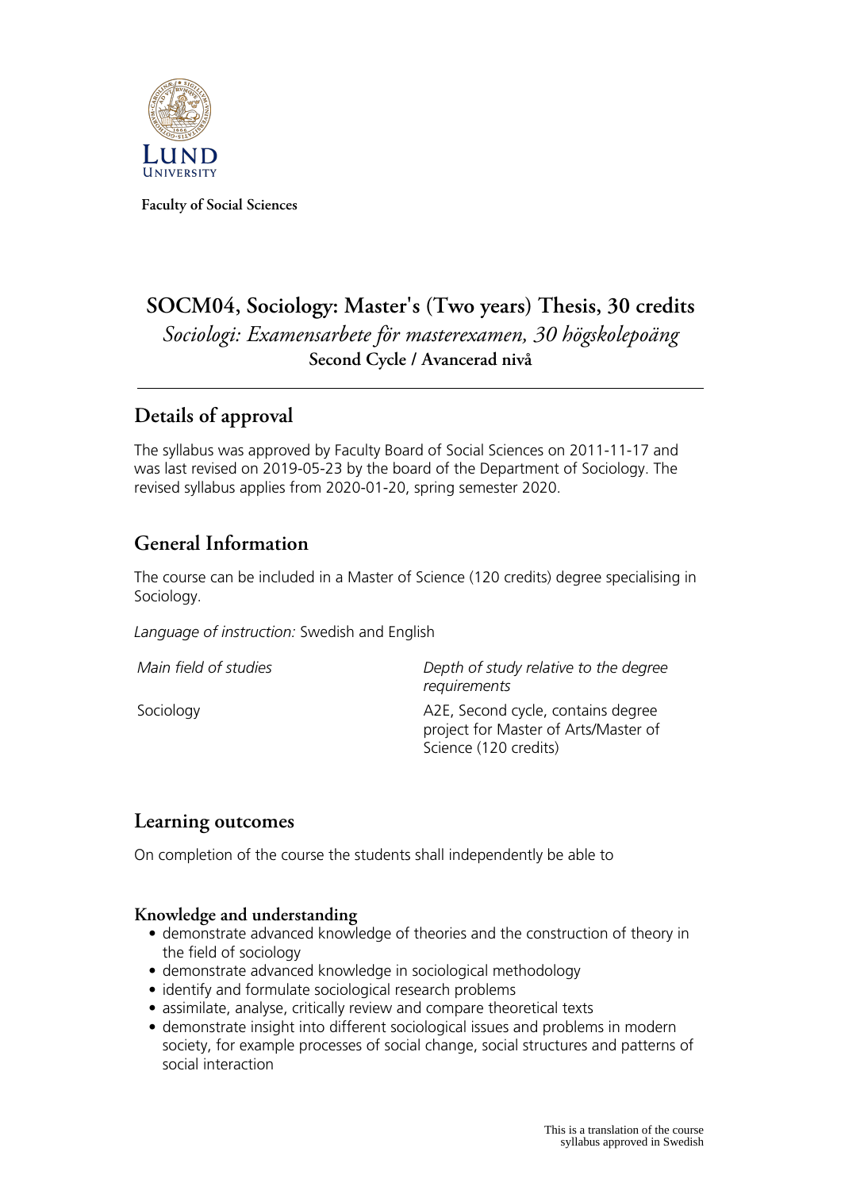Faculty of Social Sciences

# SOCM04, Sociology: Master's (Two years) Thesis, 30 credits

*Sociologi: Examensarbete för masterexamen, 30 högskolepoäng*

**Second Cycle / Avancerad nivå**

## Details of approval

The syllabus was approved by Faculty Board of Social Sciences on 2011-11-17 and was last revised on 2019-05-23 by the board of the Department of Sociology. The revised syllabus applies from 2020-01-20, spring semester 2020.

## General Information

The course can be included in a Master of Science (120 credits) degree specialising in Sociology.

*Language of instruction:* Swedish and English

| *Main field of studies* | *Depth of study relative to the degree requirements* |
|---|---|
| Sociology | A2E, Second cycle, contains degree project for Master of Arts/Master of Science (120 credits) |

## Learning outcomes

On completion of the course the students shall independently be able to

### Knowledge and understanding

- demonstrate advanced knowledge of theories and the construction of theory in the field of sociology
- demonstrate advanced knowledge in sociological methodology
- identify and formulate sociological research problems
- assimilate, analyse, critically review and compare theoretical texts
- demonstrate insight into different sociological issues and problems in modern society, for example processes of social change, social structures and patterns of social interaction

This is a translation of the course syllabus approved in Swedish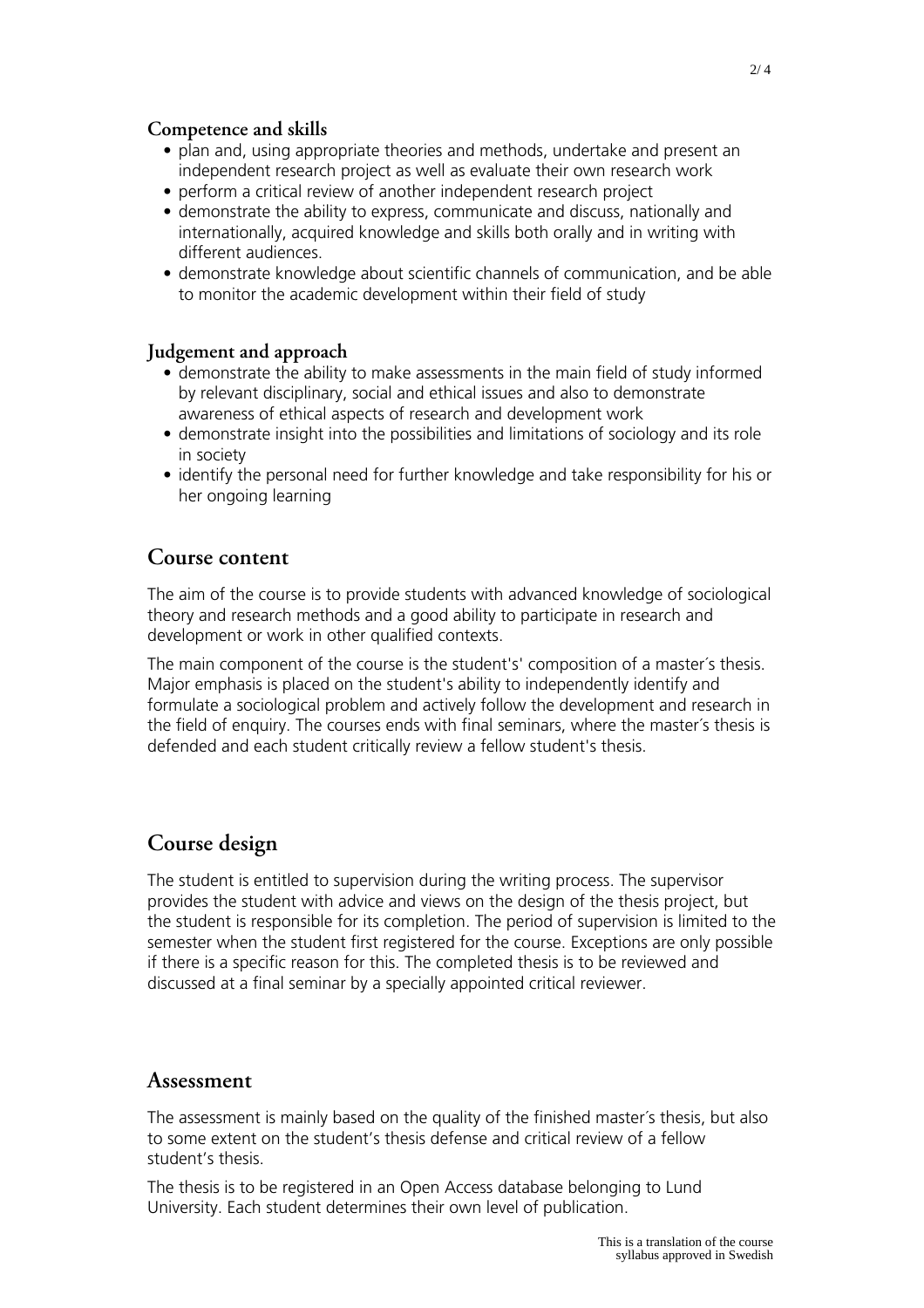### Competence and skills

- plan and, using appropriate theories and methods, undertake and present an independent research project as well as evaluate their own research work
- perform a critical review of another independent research project
- demonstrate the ability to express, communicate and discuss, nationally and internationally, acquired knowledge and skills both orally and in writing with different audiences.
- demonstrate knowledge about scientific channels of communication, and be able to monitor the academic development within their field of study

### Judgement and approach

- demonstrate the ability to make assessments in the main field of study informed by relevant disciplinary, social and ethical issues and also to demonstrate awareness of ethical aspects of research and development work
- demonstrate insight into the possibilities and limitations of sociology and its role in society
- identify the personal need for further knowledge and take responsibility for his or her ongoing learning

## Course content

The aim of the course is to provide students with advanced knowledge of sociological theory and research methods and a good ability to participate in research and development or work in other qualified contexts.

The main component of the course is the student's' composition of a master´s thesis. Major emphasis is placed on the student's ability to independently identify and formulate a sociological problem and actively follow the development and research in the field of enquiry. The courses ends with final seminars, where the master´s thesis is defended and each student critically review a fellow student's thesis.

## Course design

The student is entitled to supervision during the writing process. The supervisor provides the student with advice and views on the design of the thesis project, but the student is responsible for its completion. The period of supervision is limited to the semester when the student first registered for the course. Exceptions are only possible if there is a specific reason for this. The completed thesis is to be reviewed and discussed at a final seminar by a specially appointed critical reviewer.

## Assessment

The assessment is mainly based on the quality of the finished master´s thesis, but also to some extent on the student's thesis defense and critical review of a fellow student's thesis.

The thesis is to be registered in an Open Access database belonging to Lund University. Each student determines their own level of publication.

This is a translation of the course syllabus approved in Swedish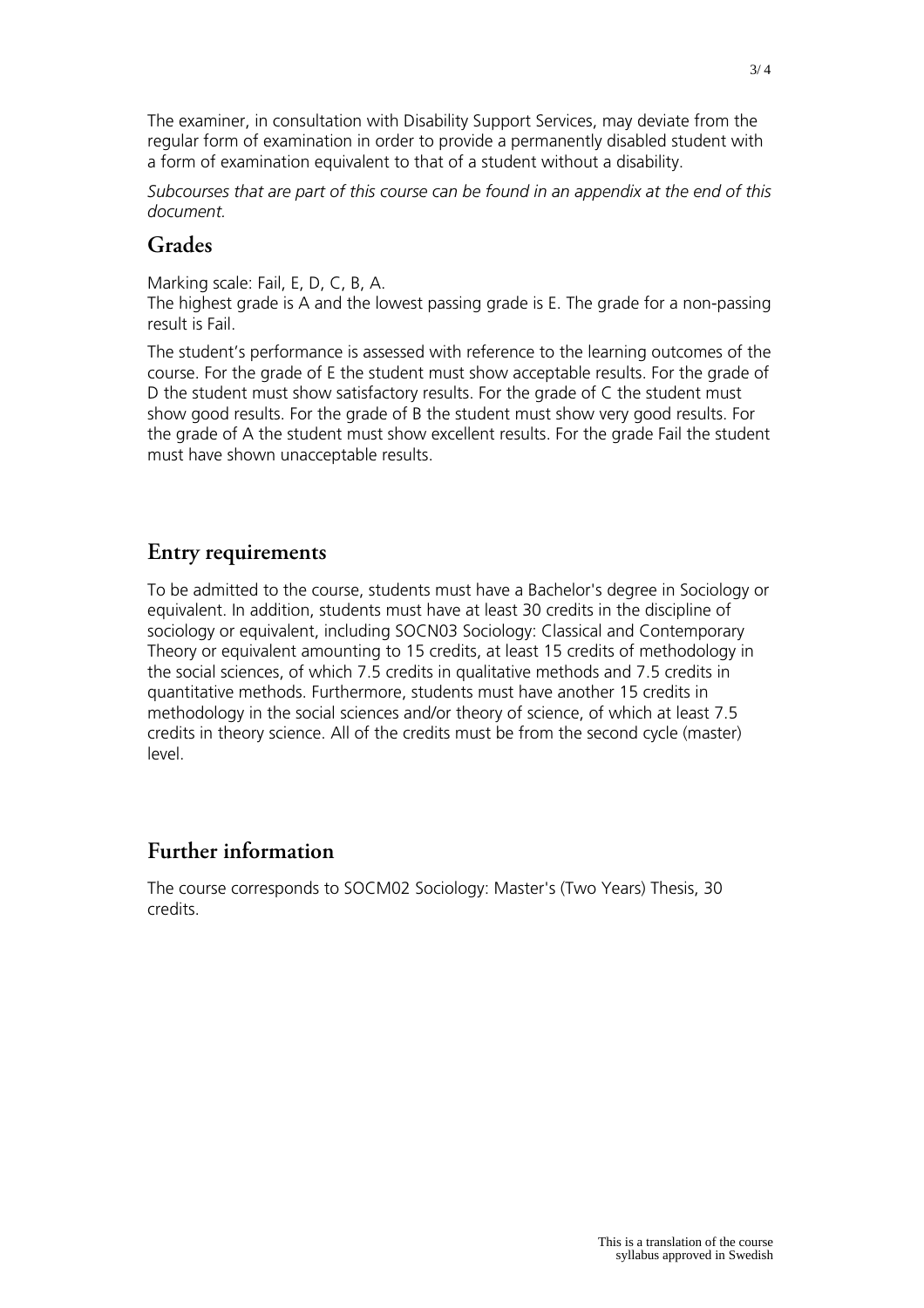The examiner, in consultation with Disability Support Services, may deviate from the regular form of examination in order to provide a permanently disabled student with a form of examination equivalent to that of a student without a disability.

*Subcourses that are part of this course can be found in an appendix at the end of this document.*

## Grades

Marking scale: Fail, E, D, C, B, A.
The highest grade is A and the lowest passing grade is E. The grade for a non-passing result is Fail.

The student's performance is assessed with reference to the learning outcomes of the course. For the grade of E the student must show acceptable results. For the grade of D the student must show satisfactory results. For the grade of C the student must show good results. For the grade of B the student must show very good results. For the grade of A the student must show excellent results. For the grade Fail the student must have shown unacceptable results.

## Entry requirements

To be admitted to the course, students must have a Bachelor's degree in Sociology or equivalent. In addition, students must have at least 30 credits in the discipline of sociology or equivalent, including SOCN03 Sociology: Classical and Contemporary Theory or equivalent amounting to 15 credits, at least 15 credits of methodology in the social sciences, of which 7.5 credits in qualitative methods and 7.5 credits in quantitative methods. Furthermore, students must have another 15 credits in methodology in the social sciences and/or theory of science, of which at least 7.5 credits in theory science. All of the credits must be from the second cycle (master) level.

## Further information

The course corresponds to SOCM02 Sociology: Master's (Two Years) Thesis, 30 credits.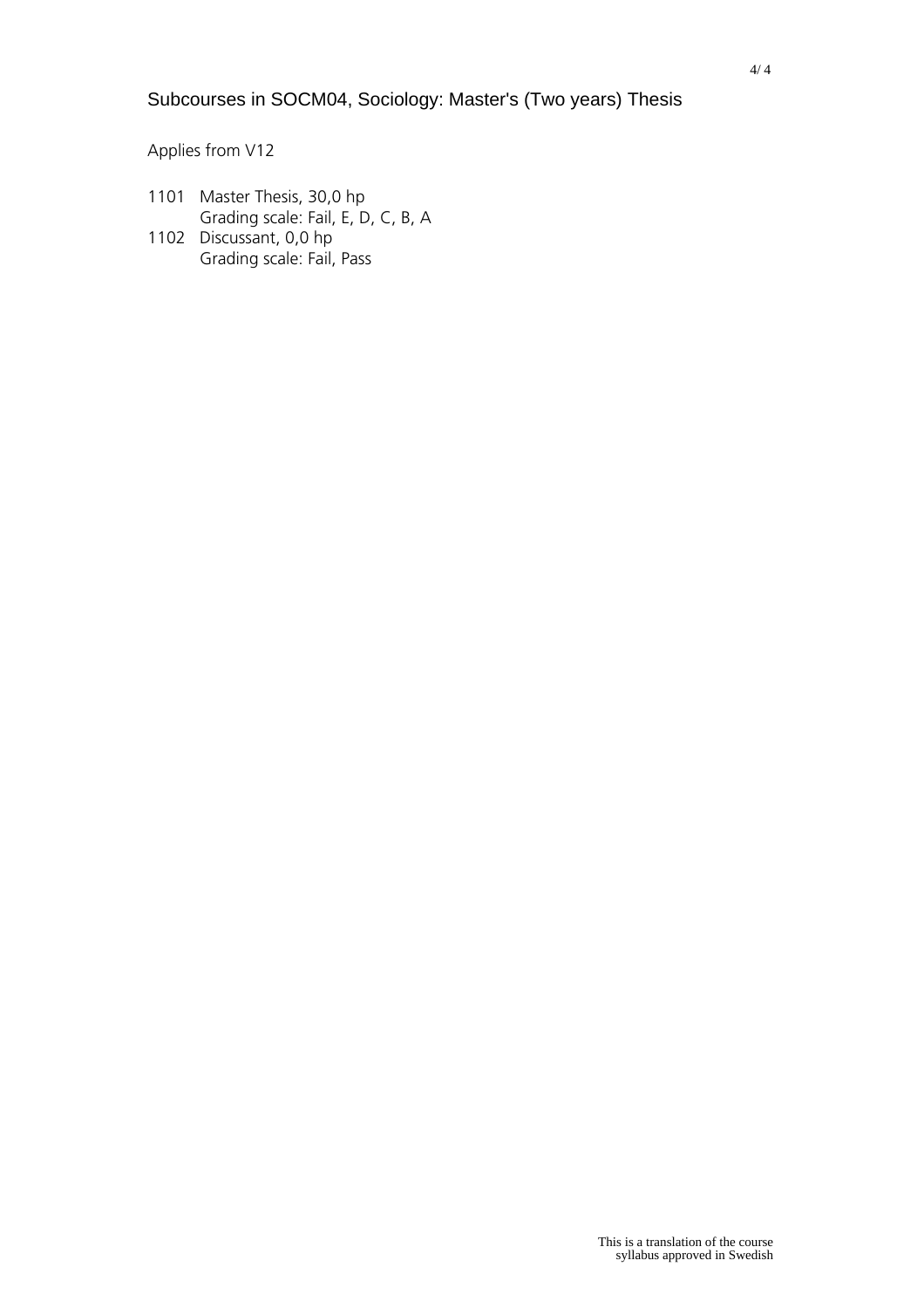## Subcourses in SOCM04, Sociology: Master's (Two years) Thesis

Applies from V12

1101 Master Thesis, 30,0 hp
 Grading scale: Fail, E, D, C, B, A

1102 Discussant, 0,0 hp
 Grading scale: Fail, Pass

This is a translation of the course syllabus approved in Swedish